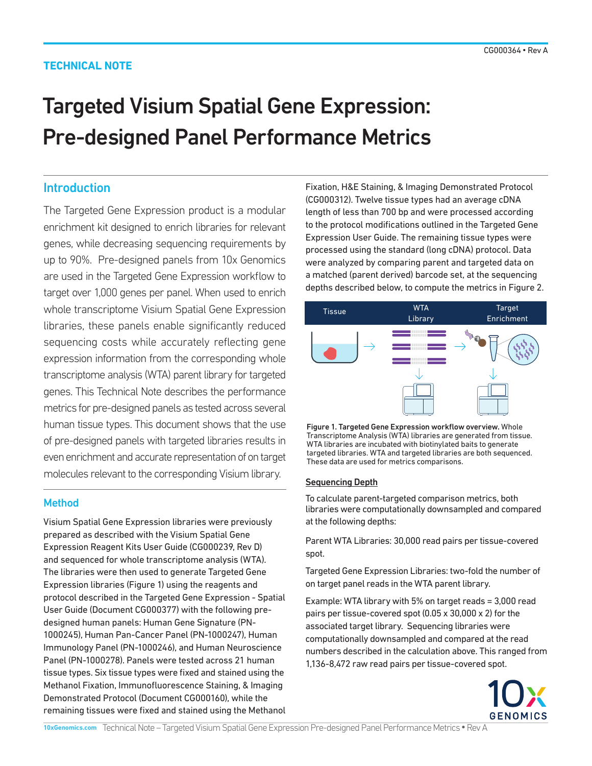**TECHNICAL NOTE**

CG000364 • Rev A

# Targeted Visium Spatial Gene Expression: Pre-designed Panel Performance Metrics

## Introduction

The Targeted Gene Expression product is a modular enrichment kit designed to enrich libraries for relevant genes, while decreasing sequencing requirements by up to 90%. Pre-designed panels from 10x Genomics are used in the Targeted Gene Expression workflow to target over 1,000 genes per panel. When used to enrich whole transcriptome Visium Spatial Gene Expression libraries, these panels enable significantly reduced sequencing costs while accurately reflecting gene expression information from the corresponding whole transcriptome analysis (WTA) parent library for targeted genes. This Technical Note describes the performance metrics for pre-designed panels as tested across several human tissue types. This document shows that the use of pre-designed panels with targeted libraries results in even enrichment and accurate representation of on target molecules relevant to the corresponding Visium library.

## Method

Visium Spatial Gene Expression libraries were previously prepared as described with the Visium Spatial Gene Expression Reagent Kits User Guide (CG000239, Rev D) and sequenced for whole transcriptome analysis (WTA). The libraries were then used to generate Targeted Gene Expression libraries (Figure 1) using the reagents and protocol described in the Targeted Gene Expression - Spatial User Guide (Document CG000377) with the following pre-designed human panels: Human Gene Signature (PN-1000245), Human Pan-Cancer Panel (PN-1000247), Human Immunology Panel (PN-1000246), and Human Neuroscience Panel (PN-1000278). Panels were tested across 21 human tissue types. Six tissue types were fixed and stained using the Methanol Fixation, Immunofluorescence Staining, & Imaging Demonstrated Protocol (Document CG000160), while the remaining tissues were fixed and stained using the Methanol Fixation, H&E Staining, & Imaging Demonstrated Protocol (CG000312). Twelve tissue types had an average cDNA length of less than 700 bp and were processed according to the protocol modifications outlined in the Targeted Gene Expression User Guide. The remaining tissue types were processed using the standard (long cDNA) protocol. Data were analyzed by comparing parent and targeted data on a matched (parent derived) barcode set, at the sequencing depths described below, to compute the metrics in Figure 2.

| Tissue | WTA Library | Target Enrichment |
|---|---|---|

**Figure 1. Targeted Gene Expression workflow overview.** Whole Transcriptome Analysis (WTA) libraries are generated from tissue. WTA libraries are incubated with biotinylated baits to generate targeted libraries. WTA and targeted libraries are both sequenced. These data are used for metrics comparisons.

### Sequencing Depth

To calculate parent-targeted comparison metrics, both libraries were computationally downsampled and compared at the following depths:

Parent WTA Libraries: 30,000 read pairs per tissue-covered spot.

Targeted Gene Expression Libraries: two-fold the number of on target panel reads in the WTA parent library.

Example: WTA library with 5% on target reads = 3,000 read pairs per tissue-covered spot (0.05 x 30,000 x 2) for the associated target library. Sequencing libraries were computationally downsampled and compared at the read numbers described in the calculation above. This ranged from 1,136-8,472 raw read pairs per tissue-covered spot.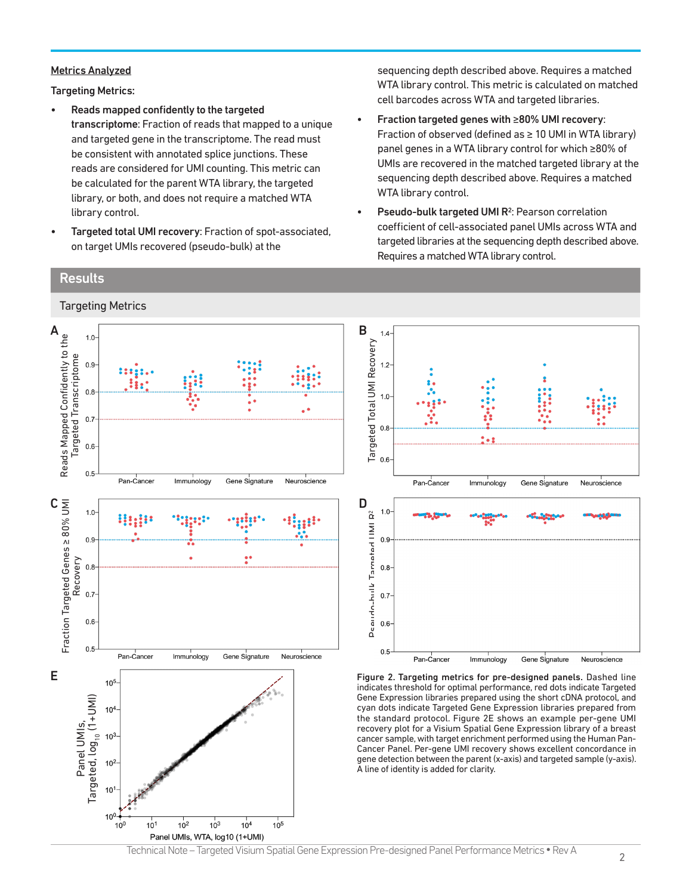**Metrics Analyzed**

**Targeting Metrics:**

- **Reads mapped confidently to the targeted transcriptome**: Fraction of reads that mapped to a unique and targeted gene in the transcriptome. The read must be consistent with annotated splice junctions. These reads are considered for UMI counting. This metric can be calculated for the parent WTA library, the targeted library, or both, and does not require a matched WTA library control.
- **Targeted total UMI recovery**: Fraction of spot-associated, on target UMIs recovered (pseudo-bulk) at the sequencing depth described above. Requires a matched WTA library control. This metric is calculated on matched cell barcodes across WTA and targeted libraries.
- **Fraction targeted genes with ≥80% UMI recovery**: Fraction of observed (defined as ≥ 10 UMI in WTA library) panel genes in a WTA library control for which ≥80% of UMIs are recovered in the matched targeted library at the sequencing depth described above. Requires a matched WTA library control.
- **Pseudo-bulk targeted UMI $R^2$**: Pearson correlation coefficient of cell-associated panel UMIs across WTA and targeted libraries at the sequencing depth described above. Requires a matched WTA library control.

## Results

### Targeting Metrics

**Figure 2. Targeting metrics for pre-designed panels.** Dashed line indicates threshold for optimal performance, red dots indicate Targeted Gene Expression libraries prepared using the short cDNA protocol, and cyan dots indicate Targeted Gene Expression libraries prepared from the standard protocol. Figure 2E shows an example per-gene UMI recovery plot for a Visium Spatial Gene Expression library of a breast cancer sample, with target enrichment performed using the Human Pan-Cancer Panel. Per-gene UMI recovery shows excellent concordance in gene detection between the parent (x-axis) and targeted sample (y-axis). A line of identity is added for clarity.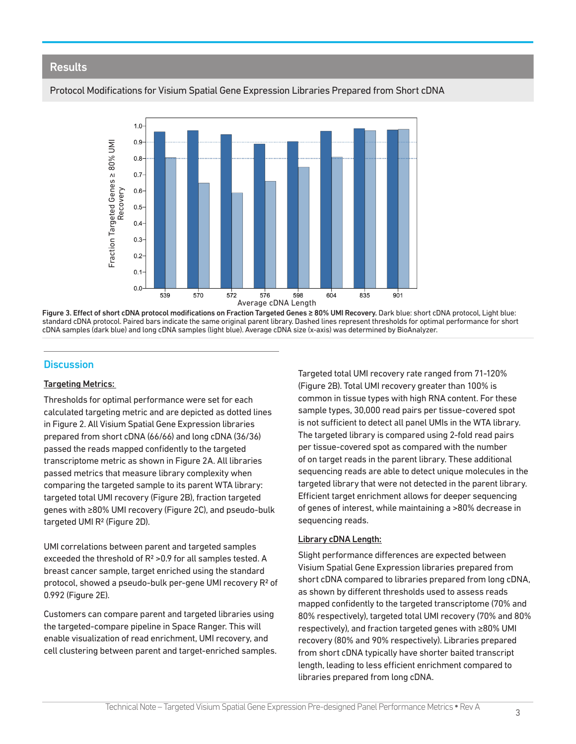## Results

Protocol Modifications for Visium Spatial Gene Expression Libraries Prepared from Short cDNA

**Figure 3. Effect of short cDNA protocol modifications on Fraction Targeted Genes ≥ 80% UMI Recovery.** Dark blue: short cDNA protocol, Light blue: standard cDNA protocol. Paired bars indicate the same original parent library. Dashed lines represent thresholds for optimal performance for short cDNA samples (dark blue) and long cDNA samples (light blue). Average cDNA size (x-axis) was determined by BioAnalyzer.

## Discussion

**Targeting Metrics:**

Thresholds for optimal performance were set for each calculated targeting metric and are depicted as dotted lines in Figure 2. All Visium Spatial Gene Expression libraries prepared from short cDNA (66/66) and long cDNA (36/36) passed the reads mapped confidently to the targeted transcriptome metric as shown in Figure 2A. All libraries passed metrics that measure library complexity when comparing the targeted sample to its parent WTA library: targeted total UMI recovery (Figure 2B), fraction targeted genes with ≥80% UMI recovery (Figure 2C), and pseudo-bulk targeted UMI $R^2$ (Figure 2D).

UMI correlations between parent and targeted samples exceeded the threshold of $R^2$ >0.9 for all samples tested. A breast cancer sample, target enriched using the standard protocol, showed a pseudo-bulk per-gene UMI recovery $R^2$ of 0.992 (Figure 2E).

Customers can compare parent and targeted libraries using the targeted-compare pipeline in Space Ranger. This will enable visualization of read enrichment, UMI recovery, and cell clustering between parent and target-enriched samples.

Targeted total UMI recovery rate ranged from 71-120% (Figure 2B). Total UMI recovery greater than 100% is common in tissue types with high RNA content. For these sample types, 30,000 read pairs per tissue-covered spot is not sufficient to detect all panel UMIs in the WTA library. The targeted library is compared using 2-fold read pairs per tissue-covered spot as compared with the number of on target reads in the parent library. These additional sequencing reads are able to detect unique molecules in the targeted library that were not detected in the parent library. Efficient target enrichment allows for deeper sequencing of genes of interest, while maintaining a >80% decrease in sequencing reads.

**Library cDNA Length:**

Slight performance differences are expected between Visium Spatial Gene Expression libraries prepared from short cDNA compared to libraries prepared from long cDNA, as shown by different thresholds used to assess reads mapped confidently to the targeted transcriptome (70% and 80% respectively), targeted total UMI recovery (70% and 80% respectively), and fraction targeted genes with ≥80% UMI recovery (80% and 90% respectively). Libraries prepared from short cDNA typically have shorter baited transcript length, leading to less efficient enrichment compared to libraries prepared from long cDNA.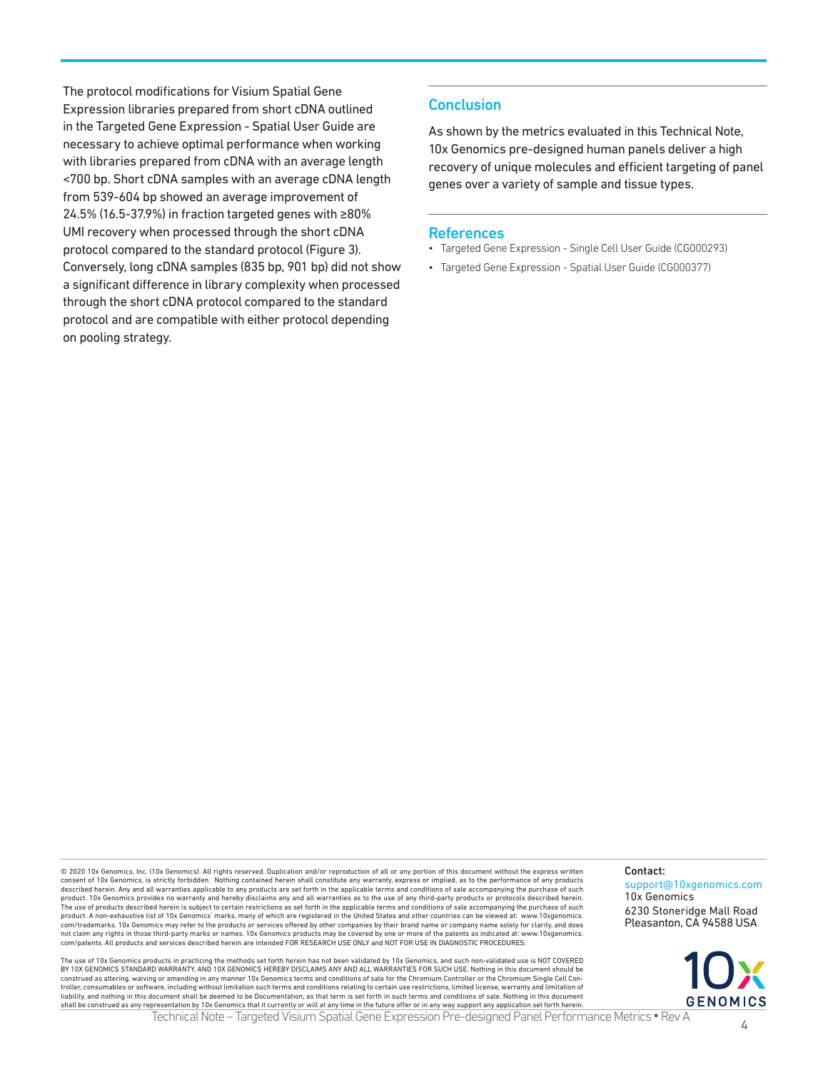The protocol modifications for Visium Spatial Gene Expression libraries prepared from short cDNA outlined in the Targeted Gene Expression - Spatial User Guide are necessary to achieve optimal performance when working with libraries prepared from cDNA with an average length <700 bp. Short cDNA samples with an average cDNA length from 539-604 bp showed an average improvement of 24.5% (16.5-37.9%) in fraction targeted genes with ≥80% UMI recovery when processed through the short cDNA protocol compared to the standard protocol (Figure 3). Conversely, long cDNA samples (835 bp, 901 bp) did not show a significant difference in library complexity when processed through the short cDNA protocol compared to the standard protocol and are compatible with either protocol depending on pooling strategy.

## Conclusion

As shown by the metrics evaluated in this Technical Note, 10x Genomics pre-designed human panels deliver a high recovery of unique molecules and efficient targeting of panel genes over a variety of sample and tissue types.

## References

- Targeted Gene Expression - Single Cell User Guide (CG000293)
- Targeted Gene Expression - Spatial User Guide (CG000377)

© 2020 10x Genomics, Inc. (10x Genomics). All rights reserved. Duplication and/or reproduction of all or any portion of this document without the express written consent of 10x Genomics, is strictly forbidden. Nothing contained herein shall constitute any warranty, express or implied, as to the performance of any products described herein. Any and all warranties applicable to any products are set forth in the applicable terms and conditions of sale accompanying the purchase of such product. 10x Genomics provides no warranty and hereby disclaims any and all warranties as to the use of any third-party products or protocols described herein. The use of products described herein is subject to certain restrictions as set forth in the applicable terms and conditions of sale accompanying the purchase of such product. A non-exhaustive list of 10x Genomics' marks, many of which are registered in the United States and other countries can be viewed at: www.10xgenomics.com/trademarks. 10x Genomics may refer to the products or services offered by other companies by their brand name or company name solely for clarity, and does not claim any rights in those third-party marks or names. 10x Genomics products may be covered by one or more of the patents as indicated at: www.10xgenomics.com/patents. All products and services described herein are intended FOR RESEARCH USE ONLY and NOT FOR USE IN DIAGNOSTIC PROCEDURES.

The use of 10x Genomics products in practicing the methods set forth herein has not been validated by 10x Genomics, and such non-validated use is NOT COVERED BY 10X GENOMICS STANDARD WARRANTY, AND 10X GENOMICS HEREBY DISCLAIMS ANY AND ALL WARRANTIES FOR SUCH USE. Nothing in this document should be construed as altering, waiving or amending in any manner 10x Genomics terms and conditions of sale for the Chromium Controller or the Chromium Single Cell Controller, consumables or software, including without limitation such terms and conditions relating to certain use restrictions, limited license, warranty and limitation of liability, and nothing in this document shall be deemed to be Documentation, as that term is set forth in such terms and conditions of sale. Nothing in this document shall be construed as any representation by 10x Genomics that it currently or will at any time in the future offer or in any way support any application set forth herein.

**Contact:**
support@10xgenomics.com
10x Genomics
6230 Stoneridge Mall Road
Pleasanton, CA 94588 USA

10x GENOMICS